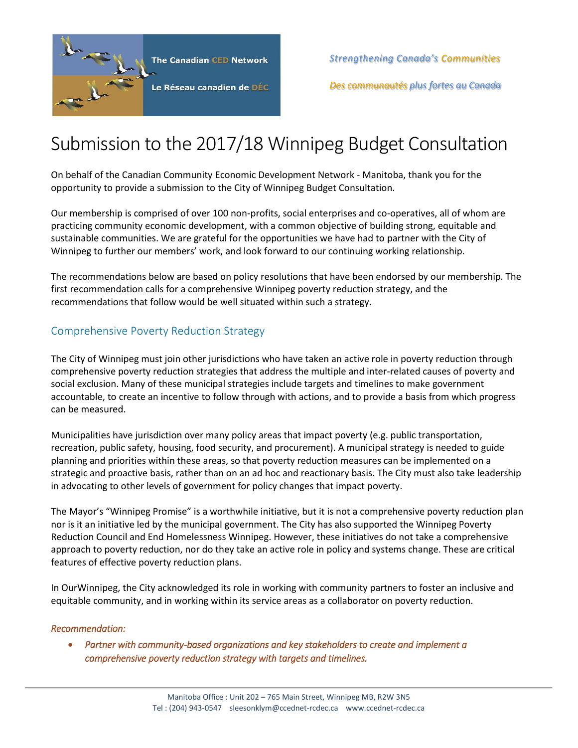The Canadian CED Network

Le Réseau canadien de DÉC

*Strengthening Canada's Communities*

*Des communautés plus fortes au Canada*

# Submission to the 2017/18 Winnipeg Budget Consultation

On behalf of the Canadian Community Economic Development Network - Manitoba, thank you for the opportunity to provide a submission to the City of Winnipeg Budget Consultation.

Our membership is comprised of over 100 non-profits, social enterprises and co-operatives, all of whom are practicing community economic development, with a common objective of building strong, equitable and sustainable communities. We are grateful for the opportunities we have had to partner with the City of Winnipeg to further our members' work, and look forward to our continuing working relationship.

The recommendations below are based on policy resolutions that have been endorsed by our membership. The first recommendation calls for a comprehensive Winnipeg poverty reduction strategy, and the recommendations that follow would be well situated within such a strategy.

## Comprehensive Poverty Reduction Strategy

The City of Winnipeg must join other jurisdictions who have taken an active role in poverty reduction through comprehensive poverty reduction strategies that address the multiple and inter-related causes of poverty and social exclusion. Many of these municipal strategies include targets and timelines to make government accountable, to create an incentive to follow through with actions, and to provide a basis from which progress can be measured.

Municipalities have jurisdiction over many policy areas that impact poverty (e.g. public transportation, recreation, public safety, housing, food security, and procurement). A municipal strategy is needed to guide planning and priorities within these areas, so that poverty reduction measures can be implemented on a strategic and proactive basis, rather than on an ad hoc and reactionary basis. The City must also take leadership in advocating to other levels of government for policy changes that impact poverty.

The Mayor's "Winnipeg Promise" is a worthwhile initiative, but it is not a comprehensive poverty reduction plan nor is it an initiative led by the municipal government. The City has also supported the Winnipeg Poverty Reduction Council and End Homelessness Winnipeg. However, these initiatives do not take a comprehensive approach to poverty reduction, nor do they take an active role in policy and systems change. These are critical features of effective poverty reduction plans.

In OurWinnipeg, the City acknowledged its role in working with community partners to foster an inclusive and equitable community, and in working within its service areas as a collaborator on poverty reduction.

*Recommendation:*

- *Partner with community-based organizations and key stakeholders to create and implement a comprehensive poverty reduction strategy with targets and timelines.*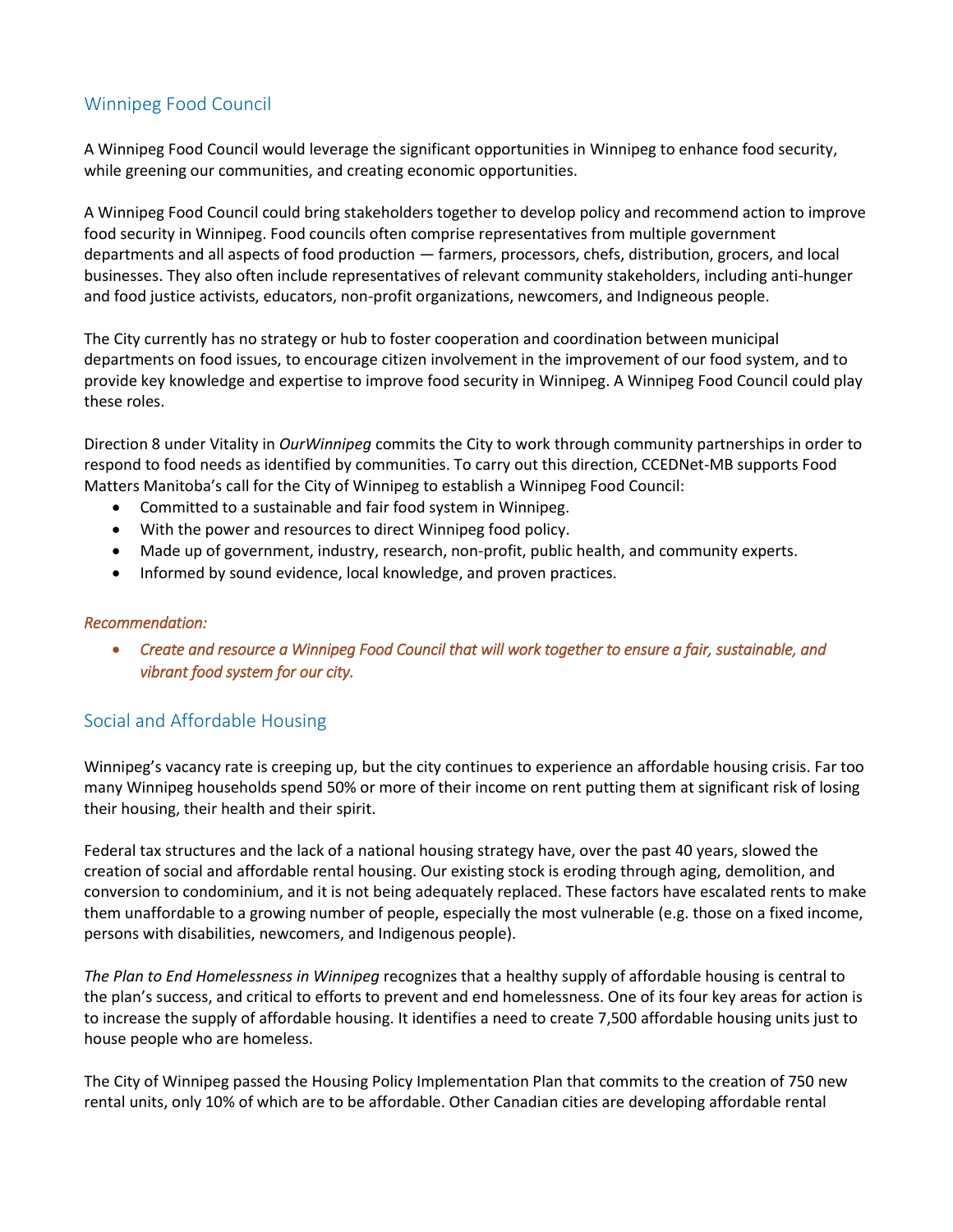## Winnipeg Food Council

A Winnipeg Food Council would leverage the significant opportunities in Winnipeg to enhance food security, while greening our communities, and creating economic opportunities.

A Winnipeg Food Council could bring stakeholders together to develop policy and recommend action to improve food security in Winnipeg. Food councils often comprise representatives from multiple government departments and all aspects of food production — farmers, processors, chefs, distribution, grocers, and local businesses. They also often include representatives of relevant community stakeholders, including anti-hunger and food justice activists, educators, non-profit organizations, newcomers, and Indigenous people.

The City currently has no strategy or hub to foster cooperation and coordination between municipal departments on food issues, to encourage citizen involvement in the improvement of our food system, and to provide key knowledge and expertise to improve food security in Winnipeg. A Winnipeg Food Council could play these roles.

Direction 8 under Vitality in *OurWinnipeg* commits the City to work through community partnerships in order to respond to food needs as identified by communities. To carry out this direction, CCEDNet-MB supports Food Matters Manitoba's call for the City of Winnipeg to establish a Winnipeg Food Council:

- Committed to a sustainable and fair food system in Winnipeg.
- With the power and resources to direct Winnipeg food policy.
- Made up of government, industry, research, non-profit, public health, and community experts.
- Informed by sound evidence, local knowledge, and proven practices.

*Recommendation:*

- *Create and resource a Winnipeg Food Council that will work together to ensure a fair, sustainable, and vibrant food system for our city.*

## Social and Affordable Housing

Winnipeg's vacancy rate is creeping up, but the city continues to experience an affordable housing crisis. Far too many Winnipeg households spend 50% or more of their income on rent putting them at significant risk of losing their housing, their health and their spirit.

Federal tax structures and the lack of a national housing strategy have, over the past 40 years, slowed the creation of social and affordable rental housing. Our existing stock is eroding through aging, demolition, and conversion to condominium, and it is not being adequately replaced. These factors have escalated rents to make them unaffordable to a growing number of people, especially the most vulnerable (e.g. those on a fixed income, persons with disabilities, newcomers, and Indigenous people).

*The Plan to End Homelessness in Winnipeg* recognizes that a healthy supply of affordable housing is central to the plan's success, and critical to efforts to prevent and end homelessness. One of its four key areas for action is to increase the supply of affordable housing. It identifies a need to create 7,500 affordable housing units just to house people who are homeless.

The City of Winnipeg passed the Housing Policy Implementation Plan that commits to the creation of 750 new rental units, only 10% of which are to be affordable. Other Canadian cities are developing affordable rental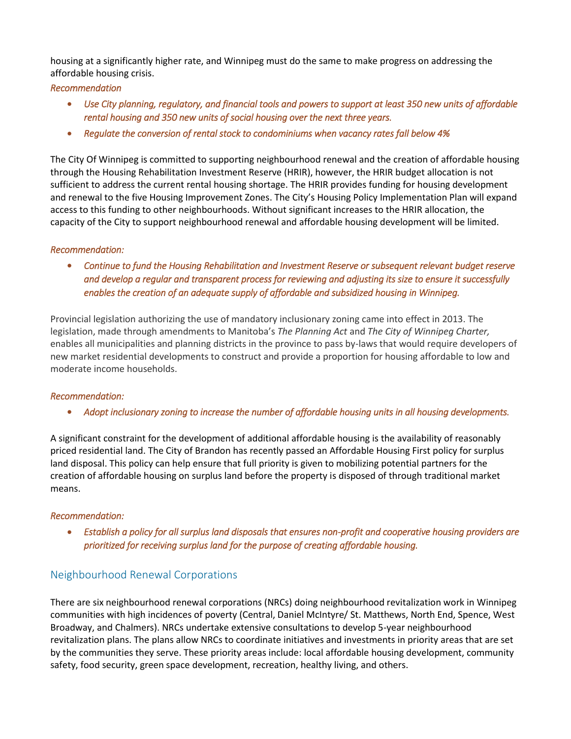housing at a significantly higher rate, and Winnipeg must do the same to make progress on addressing the affordable housing crisis.

*Recommendation*

- *Use City planning, regulatory, and financial tools and powers to support at least 350 new units of affordable rental housing and 350 new units of social housing over the next three years.*
- *Regulate the conversion of rental stock to condominiums when vacancy rates fall below 4%*

The City Of Winnipeg is committed to supporting neighbourhood renewal and the creation of affordable housing through the Housing Rehabilitation Investment Reserve (HRIR), however, the HRIR budget allocation is not sufficient to address the current rental housing shortage. The HRIR provides funding for housing development and renewal to the five Housing Improvement Zones. The City's Housing Policy Implementation Plan will expand access to this funding to other neighbourhoods. Without significant increases to the HRIR allocation, the capacity of the City to support neighbourhood renewal and affordable housing development will be limited.

*Recommendation:*

- *Continue to fund the Housing Rehabilitation and Investment Reserve or subsequent relevant budget reserve and develop a regular and transparent process for reviewing and adjusting its size to ensure it successfully enables the creation of an adequate supply of affordable and subsidized housing in Winnipeg.*

Provincial legislation authorizing the use of mandatory inclusionary zoning came into effect in 2013. The legislation, made through amendments to Manitoba's *The Planning Act* and *The City of Winnipeg Charter,* enables all municipalities and planning districts in the province to pass by-laws that would require developers of new market residential developments to construct and provide a proportion for housing affordable to low and moderate income households.

*Recommendation:*

- *Adopt inclusionary zoning to increase the number of affordable housing units in all housing developments.*

A significant constraint for the development of additional affordable housing is the availability of reasonably priced residential land. The City of Brandon has recently passed an Affordable Housing First policy for surplus land disposal. This policy can help ensure that full priority is given to mobilizing potential partners for the creation of affordable housing on surplus land before the property is disposed of through traditional market means.

*Recommendation:*

- *Establish a policy for all surplus land disposals that ensures non-profit and cooperative housing providers are prioritized for receiving surplus land for the purpose of creating affordable housing.*

## Neighbourhood Renewal Corporations

There are six neighbourhood renewal corporations (NRCs) doing neighbourhood revitalization work in Winnipeg communities with high incidences of poverty (Central, Daniel McIntyre/ St. Matthews, North End, Spence, West Broadway, and Chalmers). NRCs undertake extensive consultations to develop 5-year neighbourhood revitalization plans. The plans allow NRCs to coordinate initiatives and investments in priority areas that are set by the communities they serve. These priority areas include: local affordable housing development, community safety, food security, green space development, recreation, healthy living, and others.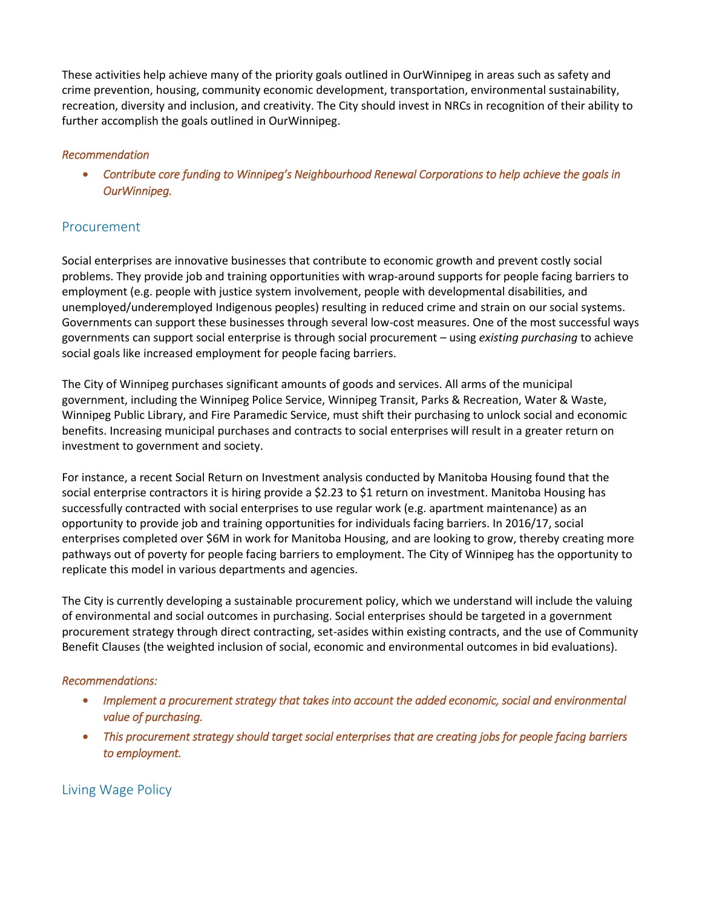These activities help achieve many of the priority goals outlined in OurWinnipeg in areas such as safety and crime prevention, housing, community economic development, transportation, environmental sustainability, recreation, diversity and inclusion, and creativity. The City should invest in NRCs in recognition of their ability to further accomplish the goals outlined in OurWinnipeg.

*Recommendation*

- *Contribute core funding to Winnipeg's Neighbourhood Renewal Corporations to help achieve the goals in OurWinnipeg.*

## Procurement

Social enterprises are innovative businesses that contribute to economic growth and prevent costly social problems. They provide job and training opportunities with wrap-around supports for people facing barriers to employment (e.g. people with justice system involvement, people with developmental disabilities, and unemployed/underemployed Indigenous peoples) resulting in reduced crime and strain on our social systems. Governments can support these businesses through several low-cost measures. One of the most successful ways governments can support social enterprise is through social procurement – using *existing purchasing* to achieve social goals like increased employment for people facing barriers.

The City of Winnipeg purchases significant amounts of goods and services. All arms of the municipal government, including the Winnipeg Police Service, Winnipeg Transit, Parks & Recreation, Water & Waste, Winnipeg Public Library, and Fire Paramedic Service, must shift their purchasing to unlock social and economic benefits. Increasing municipal purchases and contracts to social enterprises will result in a greater return on investment to government and society.

For instance, a recent Social Return on Investment analysis conducted by Manitoba Housing found that the social enterprise contractors it is hiring provide a $2.23 to $1 return on investment. Manitoba Housing has successfully contracted with social enterprises to use regular work (e.g. apartment maintenance) as an opportunity to provide job and training opportunities for individuals facing barriers. In 2016/17, social enterprises completed over $6M in work for Manitoba Housing, and are looking to grow, thereby creating more pathways out of poverty for people facing barriers to employment. The City of Winnipeg has the opportunity to replicate this model in various departments and agencies.

The City is currently developing a sustainable procurement policy, which we understand will include the valuing of environmental and social outcomes in purchasing. Social enterprises should be targeted in a government procurement strategy through direct contracting, set-asides within existing contracts, and the use of Community Benefit Clauses (the weighted inclusion of social, economic and environmental outcomes in bid evaluations).

*Recommendations:*

- *Implement a procurement strategy that takes into account the added economic, social and environmental value of purchasing.*
- *This procurement strategy should target social enterprises that are creating jobs for people facing barriers to employment.*

## Living Wage Policy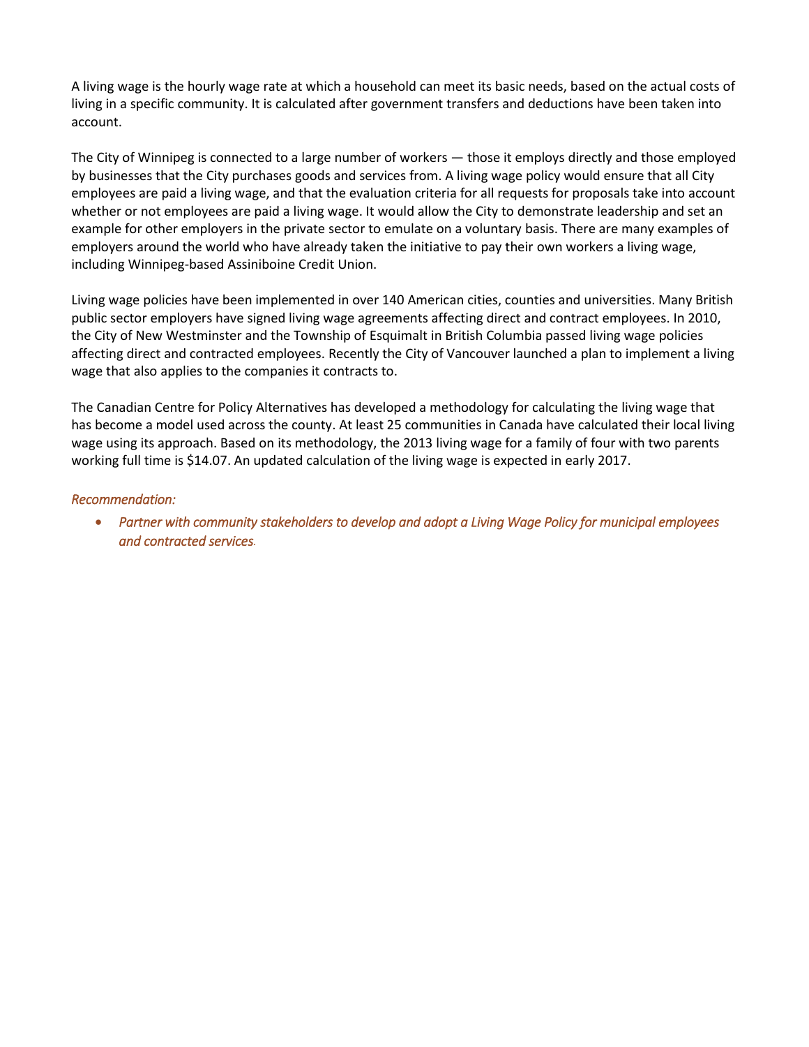A living wage is the hourly wage rate at which a household can meet its basic needs, based on the actual costs of living in a specific community. It is calculated after government transfers and deductions have been taken into account.

The City of Winnipeg is connected to a large number of workers — those it employs directly and those employed by businesses that the City purchases goods and services from. A living wage policy would ensure that all City employees are paid a living wage, and that the evaluation criteria for all requests for proposals take into account whether or not employees are paid a living wage. It would allow the City to demonstrate leadership and set an example for other employers in the private sector to emulate on a voluntary basis. There are many examples of employers around the world who have already taken the initiative to pay their own workers a living wage, including Winnipeg-based Assiniboine Credit Union.

Living wage policies have been implemented in over 140 American cities, counties and universities. Many British public sector employers have signed living wage agreements affecting direct and contract employees. In 2010, the City of New Westminster and the Township of Esquimalt in British Columbia passed living wage policies affecting direct and contracted employees. Recently the City of Vancouver launched a plan to implement a living wage that also applies to the companies it contracts to.

The Canadian Centre for Policy Alternatives has developed a methodology for calculating the living wage that has become a model used across the county. At least 25 communities in Canada have calculated their local living wage using its approach. Based on its methodology, the 2013 living wage for a family of four with two parents working full time is $14.07. An updated calculation of the living wage is expected in early 2017.

*Recommendation:*

- *Partner with community stakeholders to develop and adopt a Living Wage Policy for municipal employees and contracted services.*